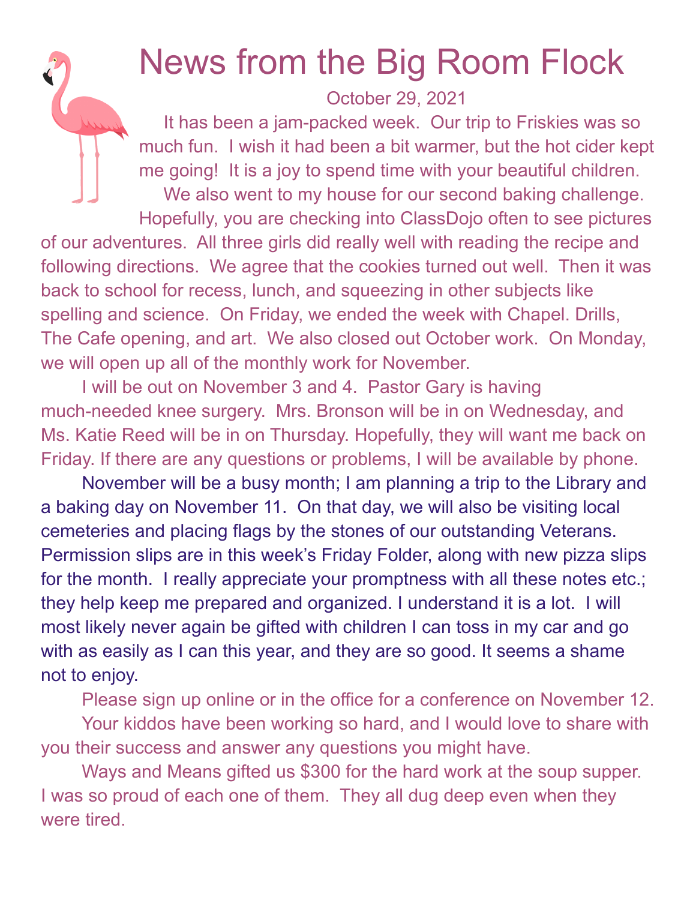# News from the Big Room Flock

October 29, 2021

It has been a jam-packed week. Our trip to Friskies was so much fun. I wish it had been a bit warmer, but the hot cider kept me going! It is a joy to spend time with your beautiful children.

We also went to my house for our second baking challenge. Hopefully, you are checking into ClassDojo often to see pictures of our adventures. All three girls did really well with reading the recipe and following directions. We agree that the cookies turned out well. Then it was back to school for recess, lunch, and squeezing in other subjects like spelling and science. On Friday, we ended the week with Chapel. Drills, The Cafe opening, and art. We also closed out October work. On Monday, we will open up all of the monthly work for November.

I will be out on November 3 and 4. Pastor Gary is having much-needed knee surgery. Mrs. Bronson will be in on Wednesday, and Ms. Katie Reed will be in on Thursday. Hopefully, they will want me back on Friday. If there are any questions or problems, I will be available by phone.

November will be a busy month; I am planning a trip to the Library and a baking day on November 11. On that day, we will also be visiting local cemeteries and placing flags by the stones of our outstanding Veterans. Permission slips are in this week's Friday Folder, along with new pizza slips for the month. I really appreciate your promptness with all these notes etc.; they help keep me prepared and organized. I understand it is a lot. I will most likely never again be gifted with children I can toss in my car and go with as easily as I can this year, and they are so good. It seems a shame not to enjoy.

Please sign up online or in the office for a conference on November 12.

Your kiddos have been working so hard, and I would love to share with you their success and answer any questions you might have.

Ways and Means gifted us $300 for the hard work at the soup supper. I was so proud of each one of them. They all dug deep even when they were tired.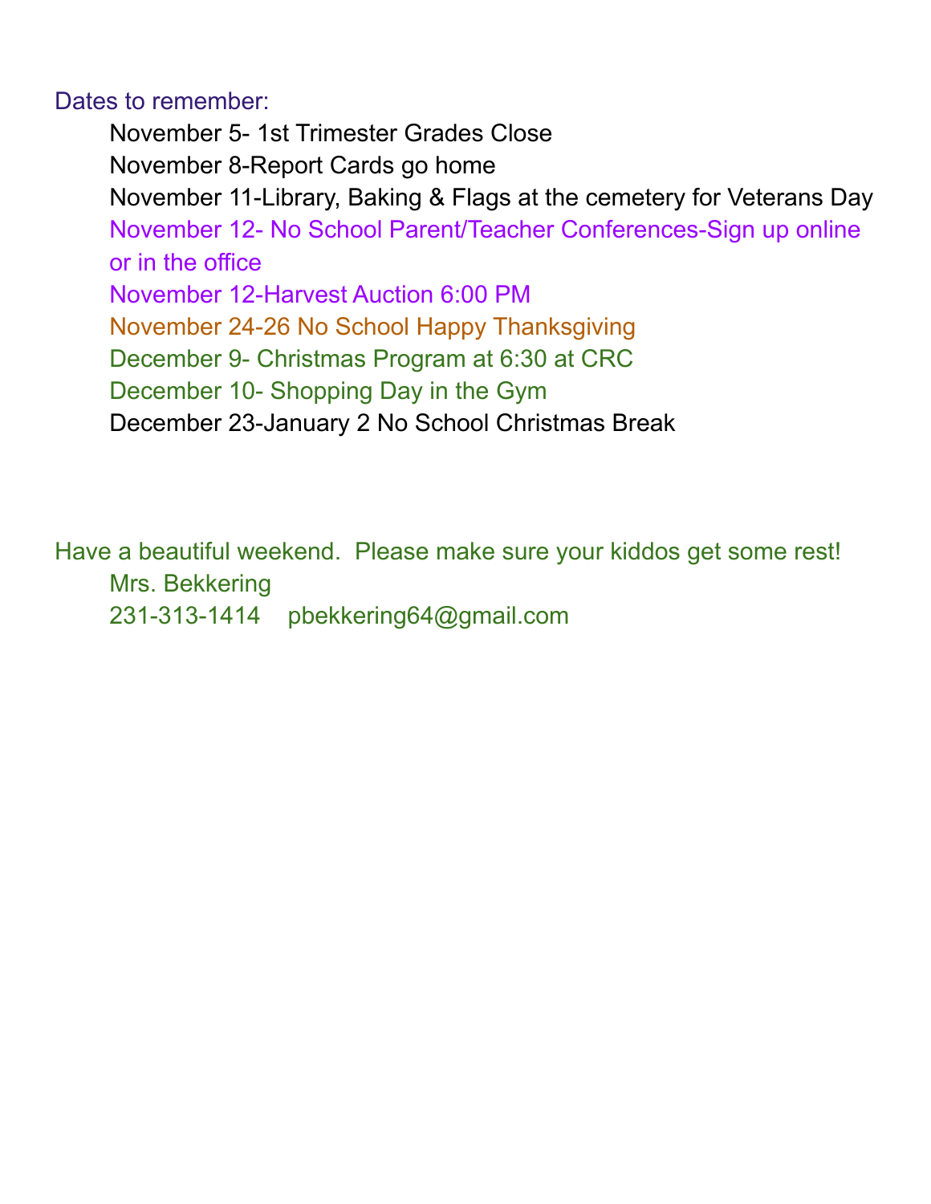Dates to remember:

- November 5- 1st Trimester Grades Close
- November 8-Report Cards go home
- November 11-Library, Baking & Flags at the cemetery for Veterans Day
- November 12- No School Parent/Teacher Conferences-Sign up online or in the office
- November 12-Harvest Auction 6:00 PM
- November 24-26 No School Happy Thanksgiving
- December 9- Christmas Program at 6:30 at CRC
- December 10- Shopping Day in the Gym
- December 23-January 2 No School Christmas Break

Have a beautiful weekend. Please make sure your kiddos get some rest!

Mrs. Bekkering

231-313-1414 pbekkering64@gmail.com